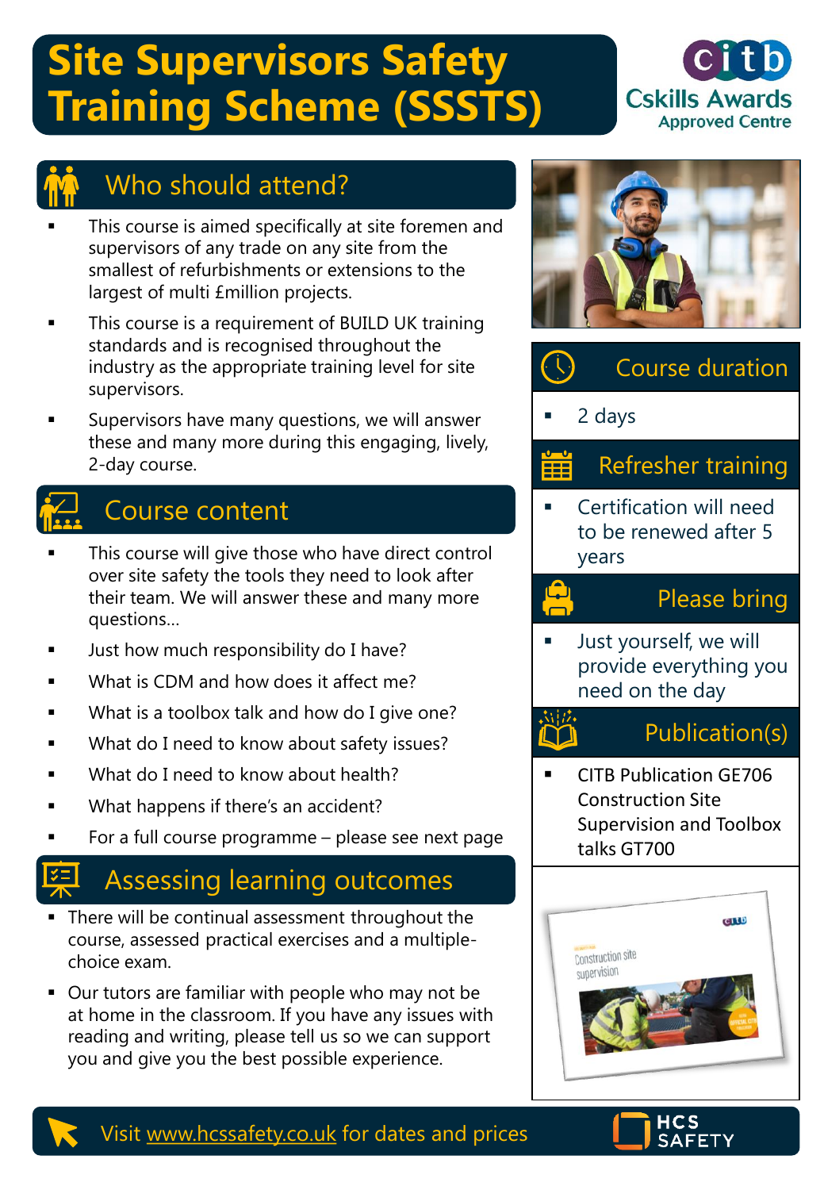# Site Supervisors Safety Training Scheme (SSSTS)

citb Cskills Awards Approved Centre

## Who should attend?

- This course is aimed specifically at site foremen and supervisors of any trade on any site from the smallest of refurbishments or extensions to the largest of multi £million projects.
- This course is a requirement of BUILD UK training standards and is recognised throughout the industry as the appropriate training level for site supervisors.
- Supervisors have many questions, we will answer these and many more during this engaging, lively, 2-day course.

## Course content

- This course will give those who have direct control over site safety the tools they need to look after their team. We will answer these and many more questions...
- Just how much responsibility do I have?
- What is CDM and how does it affect me?
- What is a toolbox talk and how do I give one?
- What do I need to know about safety issues?
- What do I need to know about health?
- What happens if there's an accident?
- For a full course programme – please see next page

## Assessing learning outcomes

- There will be continual assessment throughout the course, assessed practical exercises and a multiple-choice exam.
- Our tutors are familiar with people who may not be at home in the classroom. If you have any issues with reading and writing, please tell us so we can support you and give you the best possible experience.

## Course duration

- 2 days

## Refresher training

- Certification will need to be renewed after 5 years

## Please bring

- Just yourself, we will provide everything you need on the day

## Publication(s)

- CITB Publication GE706 Construction Site Supervision and Toolbox talks GT700

Visit www.hcssafety.co.uk for dates and prices

HCS SAFETY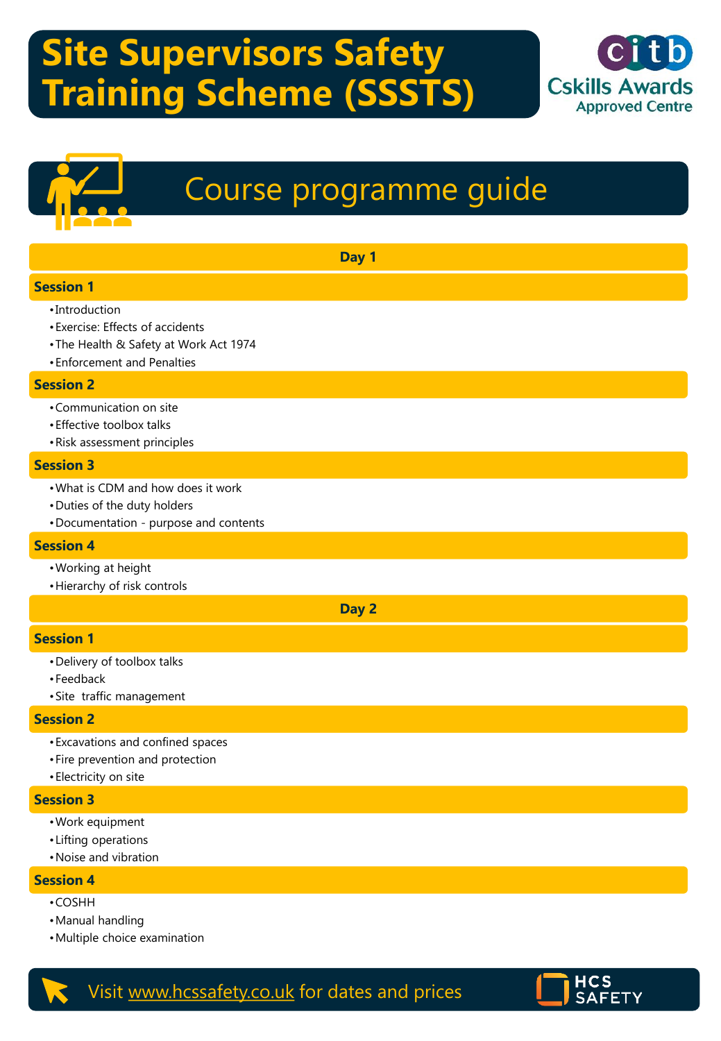# Site Supervisors Safety Training Scheme (SSSTS)

citb Cskills Awards Approved Centre

## Course programme guide

### Day 1

#### Session 1

- Introduction
- Exercise: Effects of accidents
- The Health & Safety at Work Act 1974
- Enforcement and Penalties

#### Session 2

- Communication on site
- Effective toolbox talks
- Risk assessment principles

#### Session 3

- What is CDM and how does it work
- Duties of the duty holders
- Documentation - purpose and contents

#### Session 4

- Working at height
- Hierarchy of risk controls

### Day 2

#### Session 1

- Delivery of toolbox talks
- Feedback
- Site traffic management

#### Session 2

- Excavations and confined spaces
- Fire prevention and protection
- Electricity on site

#### Session 3

- Work equipment
- Lifting operations
- Noise and vibration

#### Session 4

- COSHH
- Manual handling
- Multiple choice examination

Visit www.hcssafety.co.uk for dates and prices

HCS SAFETY